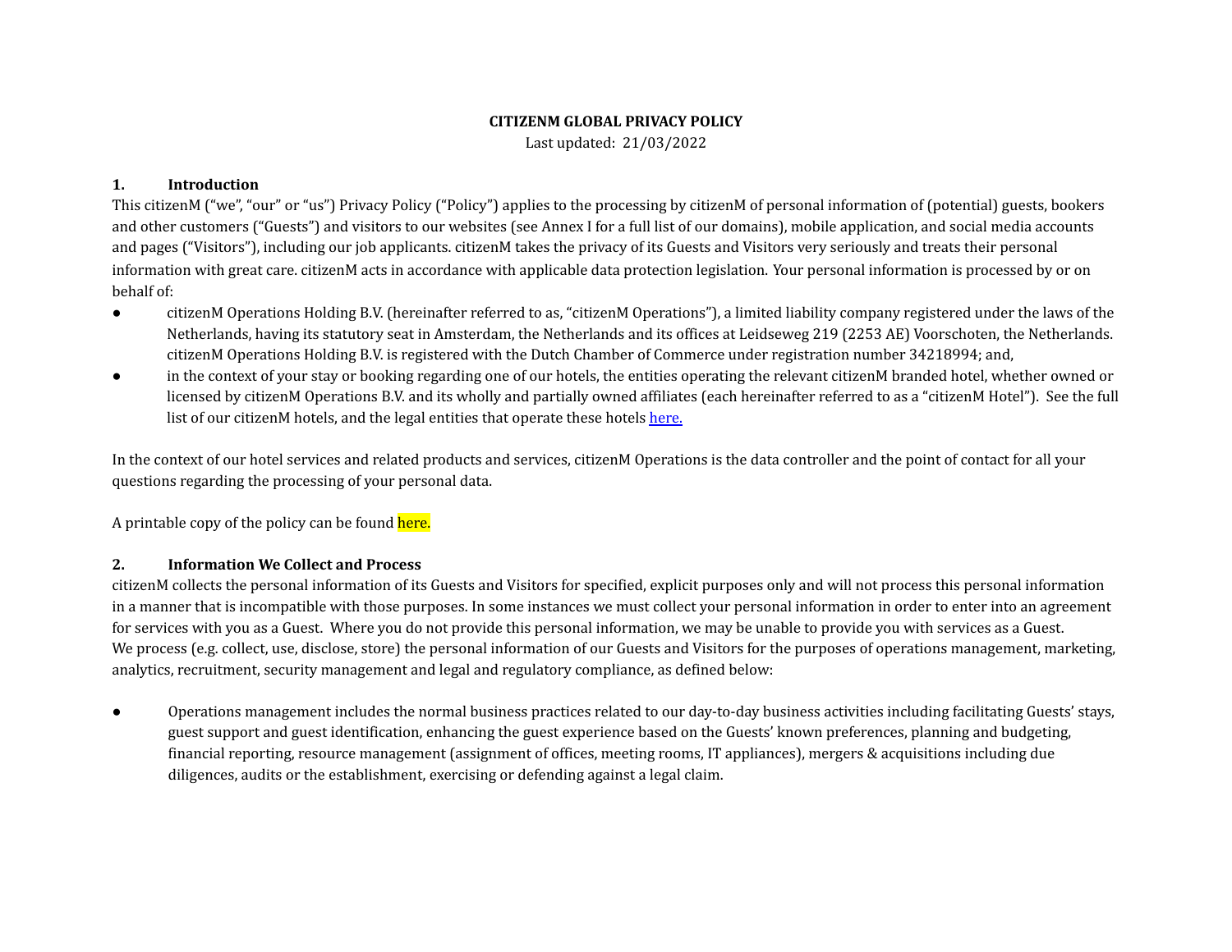**CITIZENM GLOBAL PRIVACY POLICY**

Last updated: 21/03/2022

## 1. Introduction

This citizenM ("we", "our" or "us") Privacy Policy ("Policy") applies to the processing by citizenM of personal information of (potential) guests, bookers and other customers ("Guests") and visitors to our websites (see Annex I for a full list of our domains), mobile application, and social media accounts and pages ("Visitors"), including our job applicants. citizenM takes the privacy of its Guests and Visitors very seriously and treats their personal information with great care. citizenM acts in accordance with applicable data protection legislation. Your personal information is processed by or on behalf of:

- citizenM Operations Holding B.V. (hereinafter referred to as, "citizenM Operations"), a limited liability company registered under the laws of the Netherlands, having its statutory seat in Amsterdam, the Netherlands and its offices at Leidseweg 219 (2253 AE) Voorschoten, the Netherlands. citizenM Operations Holding B.V. is registered with the Dutch Chamber of Commerce under registration number 34218994; and,
- in the context of your stay or booking regarding one of our hotels, the entities operating the relevant citizenM branded hotel, whether owned or licensed by citizenM Operations B.V. and its wholly and partially owned affiliates (each hereinafter referred to as a "citizenM Hotel"). See the full list of our citizenM hotels, and the legal entities that operate these hotels here.

In the context of our hotel services and related products and services, citizenM Operations is the data controller and the point of contact for all your questions regarding the processing of your personal data.

A printable copy of the policy can be found here.

## 2. Information We Collect and Process

citizenM collects the personal information of its Guests and Visitors for specified, explicit purposes only and will not process this personal information in a manner that is incompatible with those purposes. In some instances we must collect your personal information in order to enter into an agreement for services with you as a Guest. Where you do not provide this personal information, we may be unable to provide you with services as a Guest.
We process (e.g. collect, use, disclose, store) the personal information of our Guests and Visitors for the purposes of operations management, marketing, analytics, recruitment, security management and legal and regulatory compliance, as defined below:

- Operations management includes the normal business practices related to our day-to-day business activities including facilitating Guests' stays, guest support and guest identification, enhancing the guest experience based on the Guests' known preferences, planning and budgeting, financial reporting, resource management (assignment of offices, meeting rooms, IT appliances), mergers & acquisitions including due diligences, audits or the establishment, exercising or defending against a legal claim.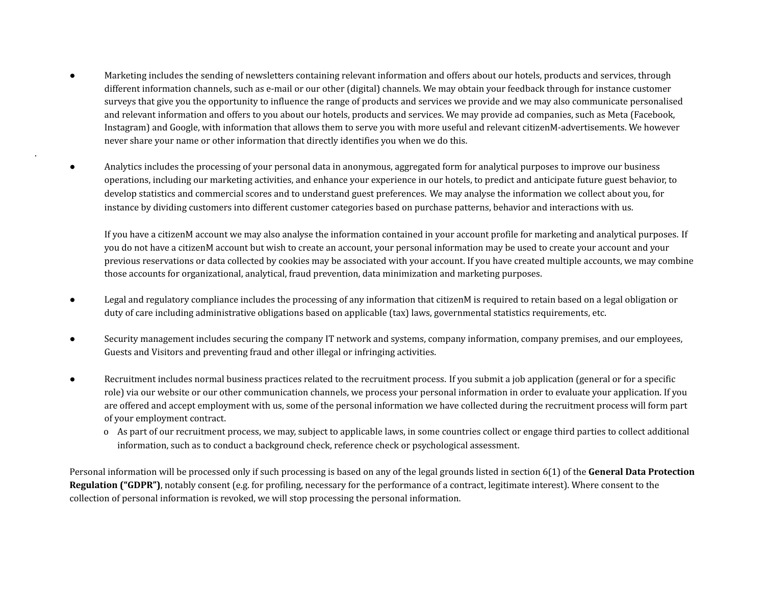- Marketing includes the sending of newsletters containing relevant information and offers about our hotels, products and services, through different information channels, such as e-mail or our other (digital) channels. We may obtain your feedback through for instance customer surveys that give you the opportunity to influence the range of products and services we provide and we may also communicate personalised and relevant information and offers to you about our hotels, products and services. We may provide ad companies, such as Meta (Facebook, Instagram) and Google, with information that allows them to serve you with more useful and relevant citizenM-advertisements. We however never share your name or other information that directly identifies you when we do this.

- Analytics includes the processing of your personal data in anonymous, aggregated form for analytical purposes to improve our business operations, including our marketing activities, and enhance your experience in our hotels, to predict and anticipate future guest behavior, to develop statistics and commercial scores and to understand guest preferences. We may analyse the information we collect about you, for instance by dividing customers into different customer categories based on purchase patterns, behavior and interactions with us.

  If you have a citizenM account we may also analyse the information contained in your account profile for marketing and analytical purposes. If you do not have a citizenM account but wish to create an account, your personal information may be used to create your account and your previous reservations or data collected by cookies may be associated with your account. If you have created multiple accounts, we may combine those accounts for organizational, analytical, fraud prevention, data minimization and marketing purposes.

- Legal and regulatory compliance includes the processing of any information that citizenM is required to retain based on a legal obligation or duty of care including administrative obligations based on applicable (tax) laws, governmental statistics requirements, etc.

- Security management includes securing the company IT network and systems, company information, company premises, and our employees, Guests and Visitors and preventing fraud and other illegal or infringing activities.

- Recruitment includes normal business practices related to the recruitment process. If you submit a job application (general or for a specific role) via our website or our other communication channels, we process your personal information in order to evaluate your application. If you are offered and accept employment with us, some of the personal information we have collected during the recruitment process will form part of your employment contract.
  - As part of our recruitment process, we may, subject to applicable laws, in some countries collect or engage third parties to collect additional information, such as to conduct a background check, reference check or psychological assessment.

Personal information will be processed only if such processing is based on any of the legal grounds listed in section 6(1) of the **General Data Protection Regulation ("GDPR")**, notably consent (e.g. for profiling, necessary for the performance of a contract, legitimate interest). Where consent to the collection of personal information is revoked, we will stop processing the personal information.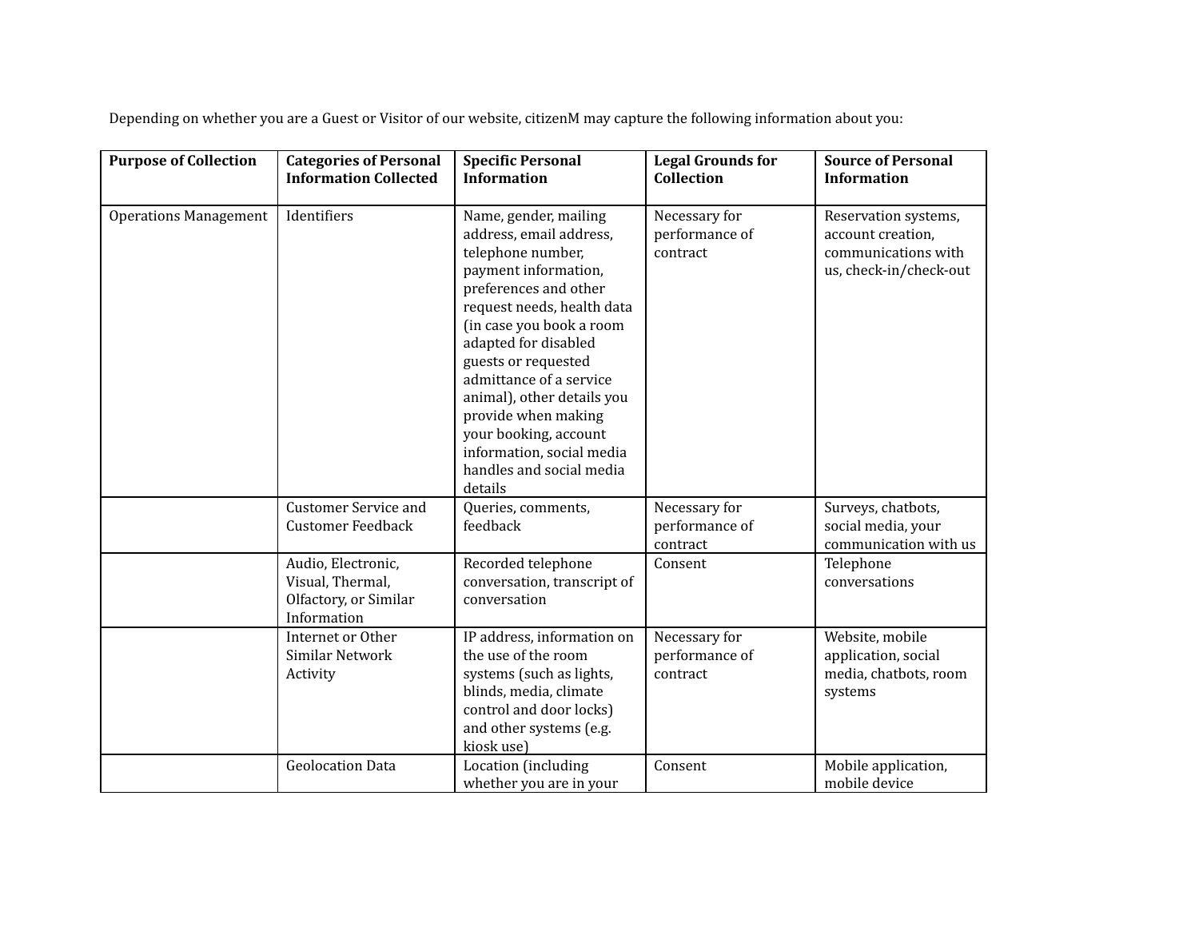Depending on whether you are a Guest or Visitor of our website, citizenM may capture the following information about you:

| Purpose of Collection | Categories of Personal Information Collected | Specific Personal Information | Legal Grounds for Collection | Source of Personal Information |
|---|---|---|---|---|
| Operations Management | Identifiers | Name, gender, mailing address, email address, telephone number, payment information, preferences and other request needs, health data (in case you book a room adapted for disabled guests or requested admittance of a service animal), other details you provide when making your booking, account information, social media handles and social media details | Necessary for performance of contract | Reservation systems, account creation, communications with us, check-in/check-out |
| | Customer Service and Customer Feedback | Queries, comments, feedback | Necessary for performance of contract | Surveys, chatbots, social media, your communication with us |
| | Audio, Electronic, Visual, Thermal, Olfactory, or Similar Information | Recorded telephone conversation, transcript of conversation | Consent | Telephone conversations |
| | Internet or Other Similar Network Activity | IP address, information on the use of the room systems (such as lights, blinds, media, climate control and door locks) and other systems (e.g. kiosk use) | Necessary for performance of contract | Website, mobile application, social media, chatbots, room systems |
| | Geolocation Data | Location (including whether you are in your | Consent | Mobile application, mobile device |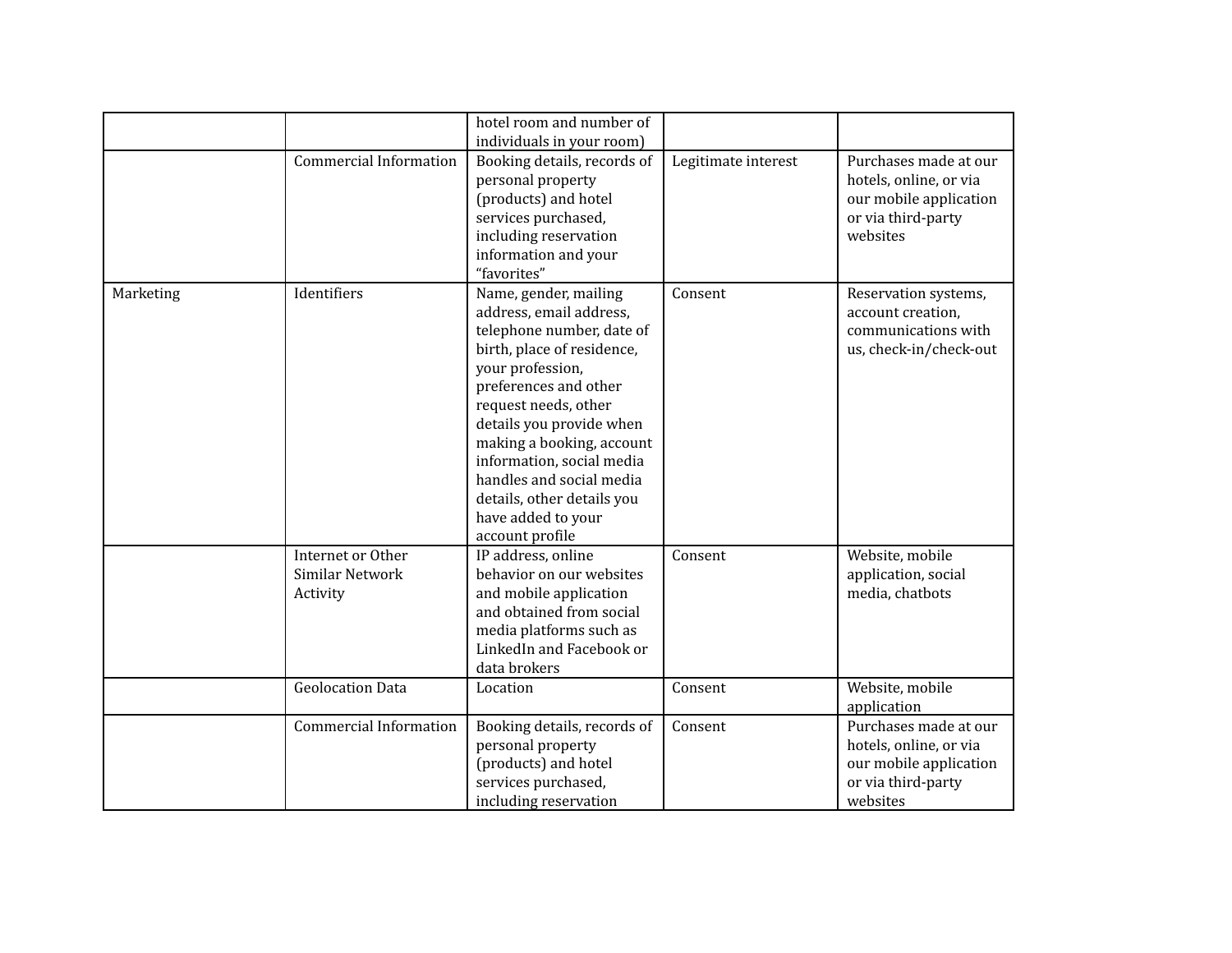| | | | | |
|---|---|---|---|---|
| | | hotel room and number of individuals in your room) | | |
| | Commercial Information | Booking details, records of personal property (products) and hotel services purchased, including reservation information and your "favorites" | Legitimate interest | Purchases made at our hotels, online, or via our mobile application or via third-party websites |
| Marketing | Identifiers | Name, gender, mailing address, email address, telephone number, date of birth, place of residence, your profession, preferences and other request needs, other details you provide when making a booking, account information, social media handles and social media details, other details you have added to your account profile | Consent | Reservation systems, account creation, communications with us, check-in/check-out |
| | Internet or Other Similar Network Activity | IP address, online behavior on our websites and mobile application and obtained from social media platforms such as LinkedIn and Facebook or data brokers | Consent | Website, mobile application, social media, chatbots |
| | Geolocation Data | Location | Consent | Website, mobile application |
| | Commercial Information | Booking details, records of personal property (products) and hotel services purchased, including reservation | Consent | Purchases made at our hotels, online, or via our mobile application or via third-party websites |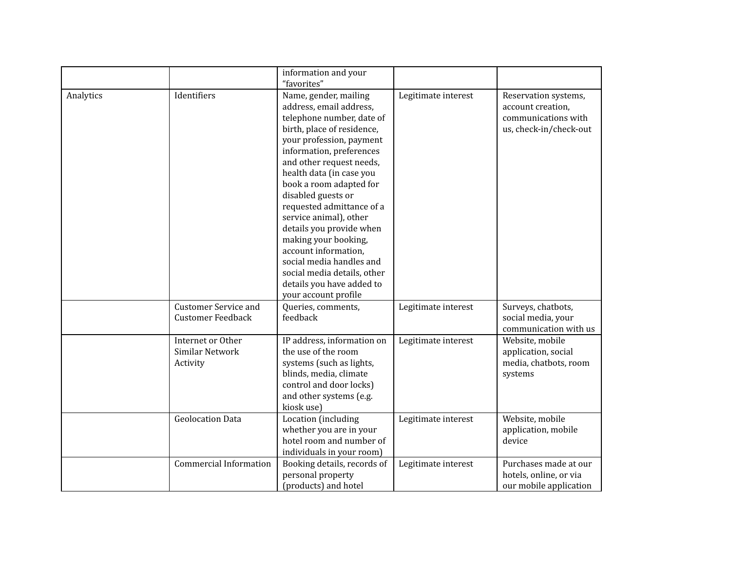| | | information and your "favorites" | | |
|---|---|---|---|---|
| Analytics | Identifiers | Name, gender, mailing address, email address, telephone number, date of birth, place of residence, your profession, payment information, preferences and other request needs, health data (in case you book a room adapted for disabled guests or requested admittance of a service animal), other details you provide when making your booking, account information, social media handles and social media details, other details you have added to your account profile | Legitimate interest | Reservation systems, account creation, communications with us, check-in/check-out |
| | Customer Service and Customer Feedback | Queries, comments, feedback | Legitimate interest | Surveys, chatbots, social media, your communication with us |
| | Internet or Other Similar Network Activity | IP address, information on the use of the room systems (such as lights, blinds, media, climate control and door locks) and other systems (e.g. kiosk use) | Legitimate interest | Website, mobile application, social media, chatbots, room systems |
| | Geolocation Data | Location (including whether you are in your hotel room and number of individuals in your room) | Legitimate interest | Website, mobile application, mobile device |
| | Commercial Information | Booking details, records of personal property (products) and hotel | Legitimate interest | Purchases made at our hotels, online, or via our mobile application |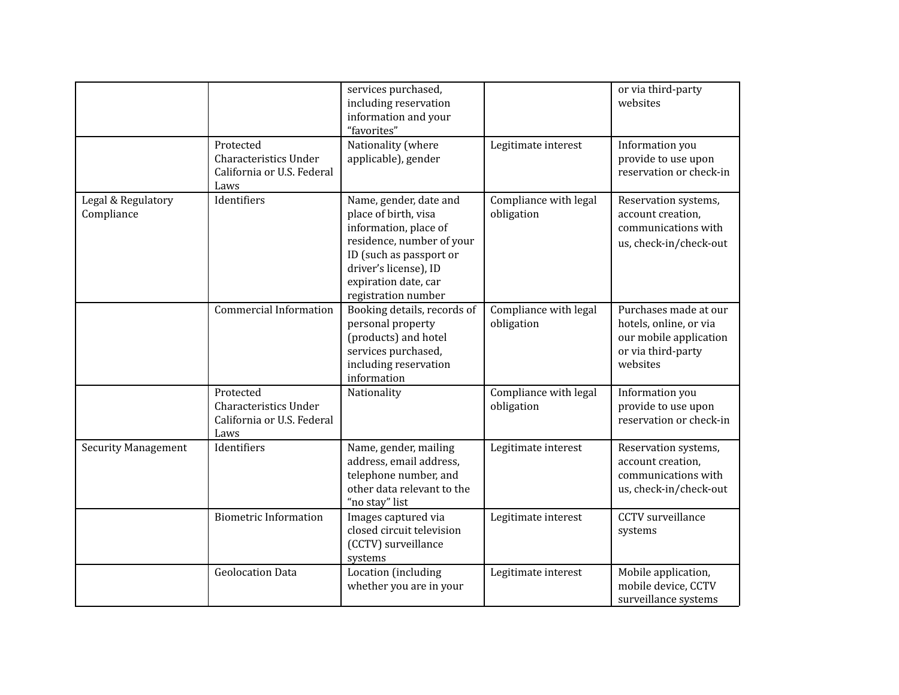| | | services purchased, including reservation information and your "favorites" | | or via third-party websites |
|---|---|---|---|---|
| | Protected Characteristics Under California or U.S. Federal Laws | Nationality (where applicable), gender | Legitimate interest | Information you provide to use upon reservation or check-in |
| Legal & Regulatory Compliance | Identifiers | Name, gender, date and place of birth, visa information, place of residence, number of your ID (such as passport or driver's license), ID expiration date, car registration number | Compliance with legal obligation | Reservation systems, account creation, communications with us, check-in/check-out |
| | Commercial Information | Booking details, records of personal property (products) and hotel services purchased, including reservation information | Compliance with legal obligation | Purchases made at our hotels, online, or via our mobile application or via third-party websites |
| | Protected Characteristics Under California or U.S. Federal Laws | Nationality | Compliance with legal obligation | Information you provide to use upon reservation or check-in |
| Security Management | Identifiers | Name, gender, mailing address, email address, telephone number, and other data relevant to the "no stay" list | Legitimate interest | Reservation systems, account creation, communications with us, check-in/check-out |
| | Biometric Information | Images captured via closed circuit television (CCTV) surveillance systems | Legitimate interest | CCTV surveillance systems |
| | Geolocation Data | Location (including whether you are in your | Legitimate interest | Mobile application, mobile device, CCTV surveillance systems |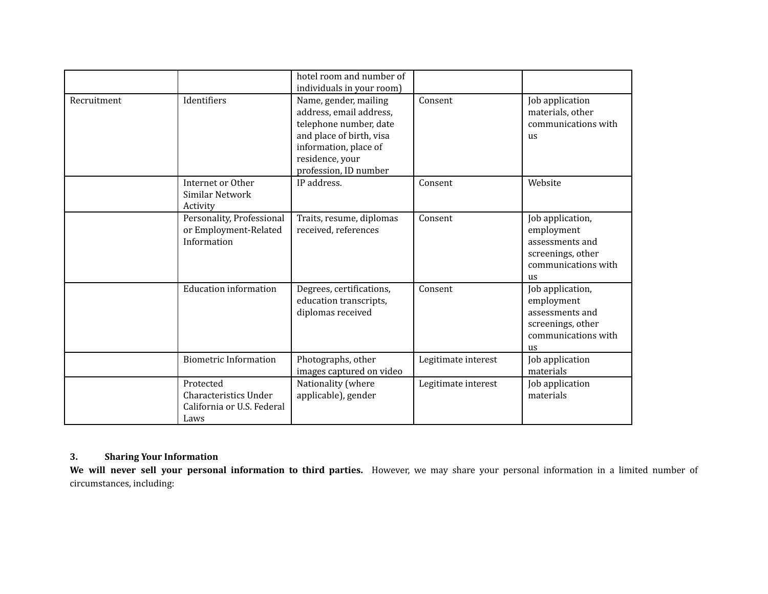| | | hotel room and number of individuals in your room) | | |
|---|---|---|---|---|
| Recruitment | Identifiers | Name, gender, mailing address, email address, telephone number, date and place of birth, visa information, place of residence, your profession, ID number | Consent | Job application materials, other communications with us |
| | Internet or Other Similar Network Activity | IP address. | Consent | Website |
| | Personality, Professional or Employment-Related Information | Traits, resume, diplomas received, references | Consent | Job application, employment assessments and screenings, other communications with us |
| | Education information | Degrees, certifications, education transcripts, diplomas received | Consent | Job application, employment assessments and screenings, other communications with us |
| | Biometric Information | Photographs, other images captured on video | Legitimate interest | Job application materials |
| | Protected Characteristics Under California or U.S. Federal Laws | Nationality (where applicable), gender | Legitimate interest | Job application materials |

**3. Sharing Your Information**

**We will never sell your personal information to third parties.** However, we may share your personal information in a limited number of circumstances, including: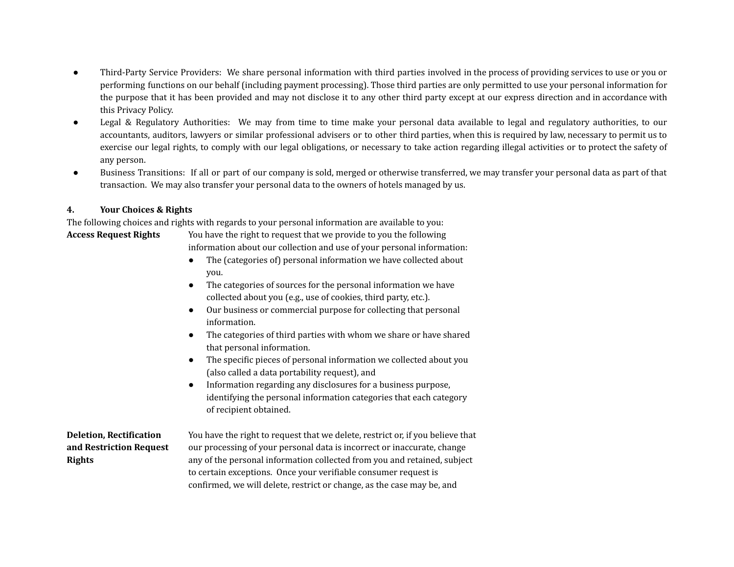- Third-Party Service Providers:  We share personal information with third parties involved in the process of providing services to use or you or performing functions on our behalf (including payment processing). Those third parties are only permitted to use your personal information for the purpose that it has been provided and may not disclose it to any other third party except at our express direction and in accordance with this Privacy Policy.
- Legal & Regulatory Authorities:  We may from time to time make your personal data available to legal and regulatory authorities, to our accountants, auditors, lawyers or similar professional advisers or to other third parties, when this is required by law, necessary to permit us to exercise our legal rights, to comply with our legal obligations, or necessary to take action regarding illegal activities or to protect the safety of any person.
- Business Transitions:  If all or part of our company is sold, merged or otherwise transferred, we may transfer your personal data as part of that transaction.  We may also transfer your personal data to the owners of hotels managed by us.

## 4. Your Choices & Rights

The following choices and rights with regards to your personal information are available to you:

**Access Request Rights**

You have the right to request that we provide to you the following information about our collection and use of your personal information:

- The (categories of) personal information we have collected about you.
- The categories of sources for the personal information we have collected about you (e.g., use of cookies, third party, etc.).
- Our business or commercial purpose for collecting that personal information.
- The categories of third parties with whom we share or have shared that personal information.
- The specific pieces of personal information we collected about you (also called a data portability request), and
- Information regarding any disclosures for a business purpose, identifying the personal information categories that each category of recipient obtained.

**Deletion, Rectification and Restriction Request Rights**

You have the right to request that we delete, restrict or, if you believe that our processing of your personal data is incorrect or inaccurate, change any of the personal information collected from you and retained, subject to certain exceptions.  Once your verifiable consumer request is confirmed, we will delete, restrict or change, as the case may be, and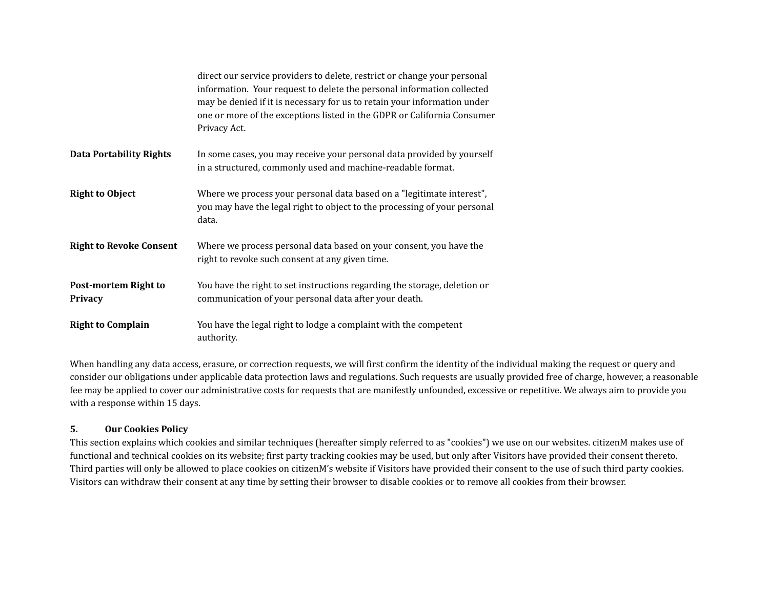| | |
|---|---|
| | direct our service providers to delete, restrict or change your personal information. Your request to delete the personal information collected may be denied if it is necessary for us to retain your information under one or more of the exceptions listed in the GDPR or California Consumer Privacy Act. |
| **Data Portability Rights** | In some cases, you may receive your personal data provided by yourself in a structured, commonly used and machine-readable format. |
| **Right to Object** | Where we process your personal data based on a "legitimate interest", you may have the legal right to object to the processing of your personal data. |
| **Right to Revoke Consent** | Where we process personal data based on your consent, you have the right to revoke such consent at any given time. |
| **Post-mortem Right to Privacy** | You have the right to set instructions regarding the storage, deletion or communication of your personal data after your death. |
| **Right to Complain** | You have the legal right to lodge a complaint with the competent authority. |

When handling any data access, erasure, or correction requests, we will first confirm the identity of the individual making the request or query and consider our obligations under applicable data protection laws and regulations. Such requests are usually provided free of charge, however, a reasonable fee may be applied to cover our administrative costs for requests that are manifestly unfounded, excessive or repetitive. We always aim to provide you with a response within 15 days.

## 5. Our Cookies Policy

This section explains which cookies and similar techniques (hereafter simply referred to as "cookies") we use on our websites. citizenM makes use of functional and technical cookies on its website; first party tracking cookies may be used, but only after Visitors have provided their consent thereto. Third parties will only be allowed to place cookies on citizenM's website if Visitors have provided their consent to the use of such third party cookies. Visitors can withdraw their consent at any time by setting their browser to disable cookies or to remove all cookies from their browser.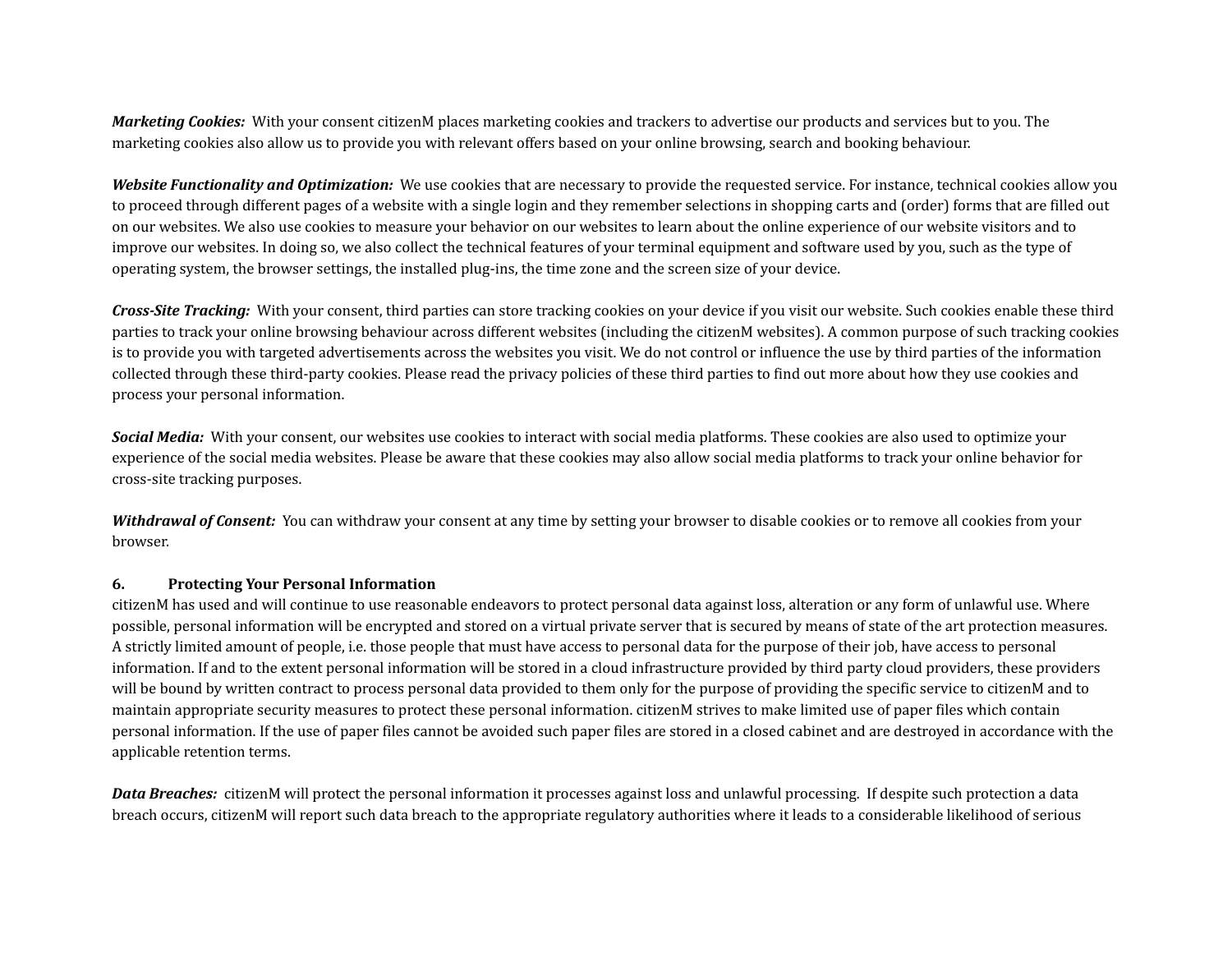***Marketing Cookies:*** With your consent citizenM places marketing cookies and trackers to advertise our products and services but to you. The marketing cookies also allow us to provide you with relevant offers based on your online browsing, search and booking behaviour.

***Website Functionality and Optimization:*** We use cookies that are necessary to provide the requested service. For instance, technical cookies allow you to proceed through different pages of a website with a single login and they remember selections in shopping carts and (order) forms that are filled out on our websites. We also use cookies to measure your behavior on our websites to learn about the online experience of our website visitors and to improve our websites. In doing so, we also collect the technical features of your terminal equipment and software used by you, such as the type of operating system, the browser settings, the installed plug-ins, the time zone and the screen size of your device.

***Cross-Site Tracking:*** With your consent, third parties can store tracking cookies on your device if you visit our website. Such cookies enable these third parties to track your online browsing behaviour across different websites (including the citizenM websites). A common purpose of such tracking cookies is to provide you with targeted advertisements across the websites you visit. We do not control or influence the use by third parties of the information collected through these third-party cookies. Please read the privacy policies of these third parties to find out more about how they use cookies and process your personal information.

***Social Media:*** With your consent, our websites use cookies to interact with social media platforms. These cookies are also used to optimize your experience of the social media websites. Please be aware that these cookies may also allow social media platforms to track your online behavior for cross-site tracking purposes.

***Withdrawal of Consent:*** You can withdraw your consent at any time by setting your browser to disable cookies or to remove all cookies from your browser.

## 6. Protecting Your Personal Information

citizenM has used and will continue to use reasonable endeavors to protect personal data against loss, alteration or any form of unlawful use. Where possible, personal information will be encrypted and stored on a virtual private server that is secured by means of state of the art protection measures. A strictly limited amount of people, i.e. those people that must have access to personal data for the purpose of their job, have access to personal information. If and to the extent personal information will be stored in a cloud infrastructure provided by third party cloud providers, these providers will be bound by written contract to process personal data provided to them only for the purpose of providing the specific service to citizenM and to maintain appropriate security measures to protect these personal information. citizenM strives to make limited use of paper files which contain personal information. If the use of paper files cannot be avoided such paper files are stored in a closed cabinet and are destroyed in accordance with the applicable retention terms.

***Data Breaches:*** citizenM will protect the personal information it processes against loss and unlawful processing. If despite such protection a data breach occurs, citizenM will report such data breach to the appropriate regulatory authorities where it leads to a considerable likelihood of serious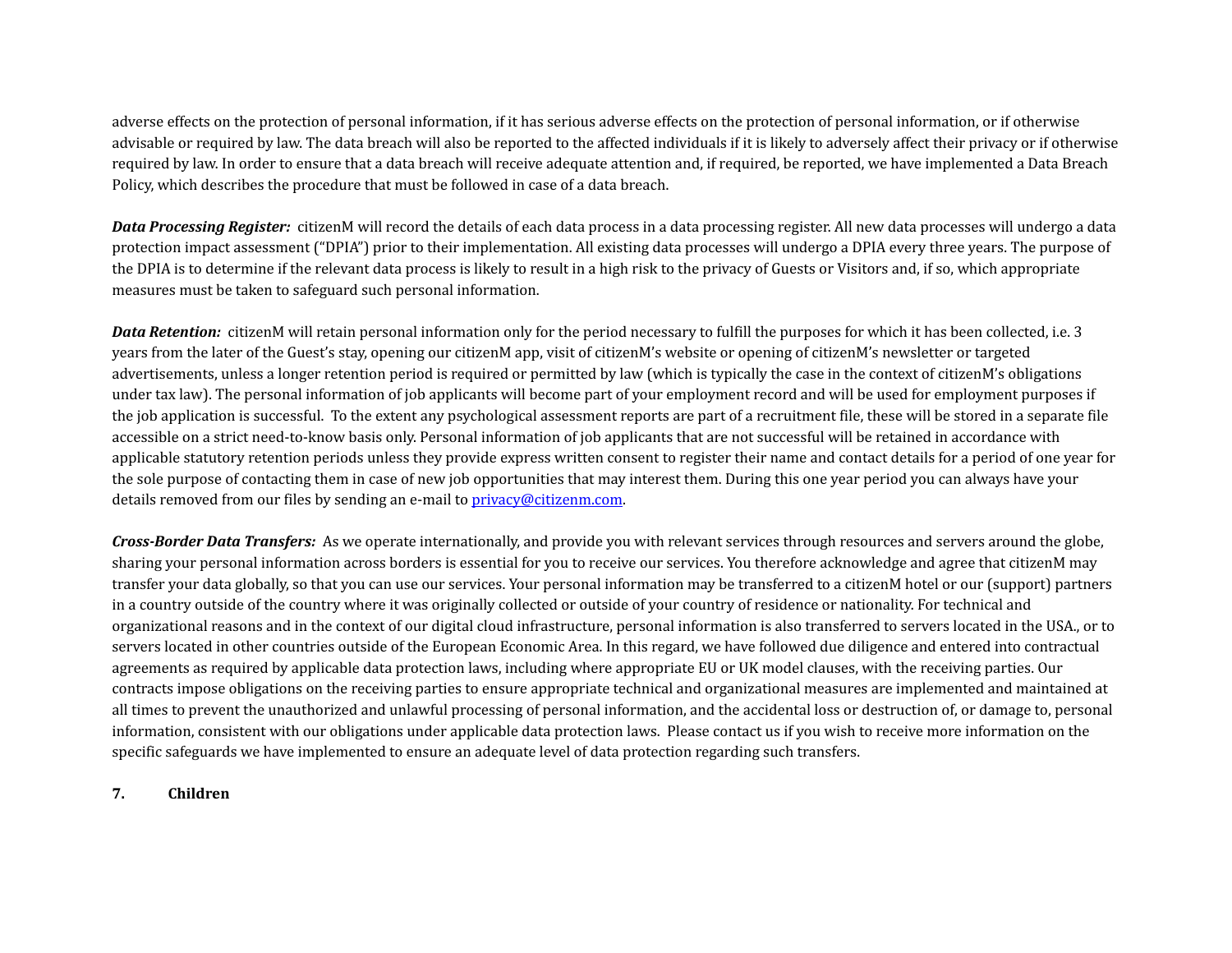adverse effects on the protection of personal information, if it has serious adverse effects on the protection of personal information, or if otherwise advisable or required by law. The data breach will also be reported to the affected individuals if it is likely to adversely affect their privacy or if otherwise required by law. In order to ensure that a data breach will receive adequate attention and, if required, be reported, we have implemented a Data Breach Policy, which describes the procedure that must be followed in case of a data breach.

***Data Processing Register:*** citizenM will record the details of each data process in a data processing register. All new data processes will undergo a data protection impact assessment ("DPIA") prior to their implementation. All existing data processes will undergo a DPIA every three years. The purpose of the DPIA is to determine if the relevant data process is likely to result in a high risk to the privacy of Guests or Visitors and, if so, which appropriate measures must be taken to safeguard such personal information.

***Data Retention:*** citizenM will retain personal information only for the period necessary to fulfill the purposes for which it has been collected, i.e. 3 years from the later of the Guest's stay, opening our citizenM app, visit of citizenM's website or opening of citizenM's newsletter or targeted advertisements, unless a longer retention period is required or permitted by law (which is typically the case in the context of citizenM's obligations under tax law). The personal information of job applicants will become part of your employment record and will be used for employment purposes if the job application is successful. To the extent any psychological assessment reports are part of a recruitment file, these will be stored in a separate file accessible on a strict need-to-know basis only. Personal information of job applicants that are not successful will be retained in accordance with applicable statutory retention periods unless they provide express written consent to register their name and contact details for a period of one year for the sole purpose of contacting them in case of new job opportunities that may interest them. During this one year period you can always have your details removed from our files by sending an e-mail to [privacy@citizenm.com](mailto:privacy@citizenm.com).

***Cross-Border Data Transfers:*** As we operate internationally, and provide you with relevant services through resources and servers around the globe, sharing your personal information across borders is essential for you to receive our services. You therefore acknowledge and agree that citizenM may transfer your data globally, so that you can use our services. Your personal information may be transferred to a citizenM hotel or our (support) partners in a country outside of the country where it was originally collected or outside of your country of residence or nationality. For technical and organizational reasons and in the context of our digital cloud infrastructure, personal information is also transferred to servers located in the USA., or to servers located in other countries outside of the European Economic Area. In this regard, we have followed due diligence and entered into contractual agreements as required by applicable data protection laws, including where appropriate EU or UK model clauses, with the receiving parties. Our contracts impose obligations on the receiving parties to ensure appropriate technical and organizational measures are implemented and maintained at all times to prevent the unauthorized and unlawful processing of personal information, and the accidental loss or destruction of, or damage to, personal information, consistent with our obligations under applicable data protection laws. Please contact us if you wish to receive more information on the specific safeguards we have implemented to ensure an adequate level of data protection regarding such transfers.

## 7. Children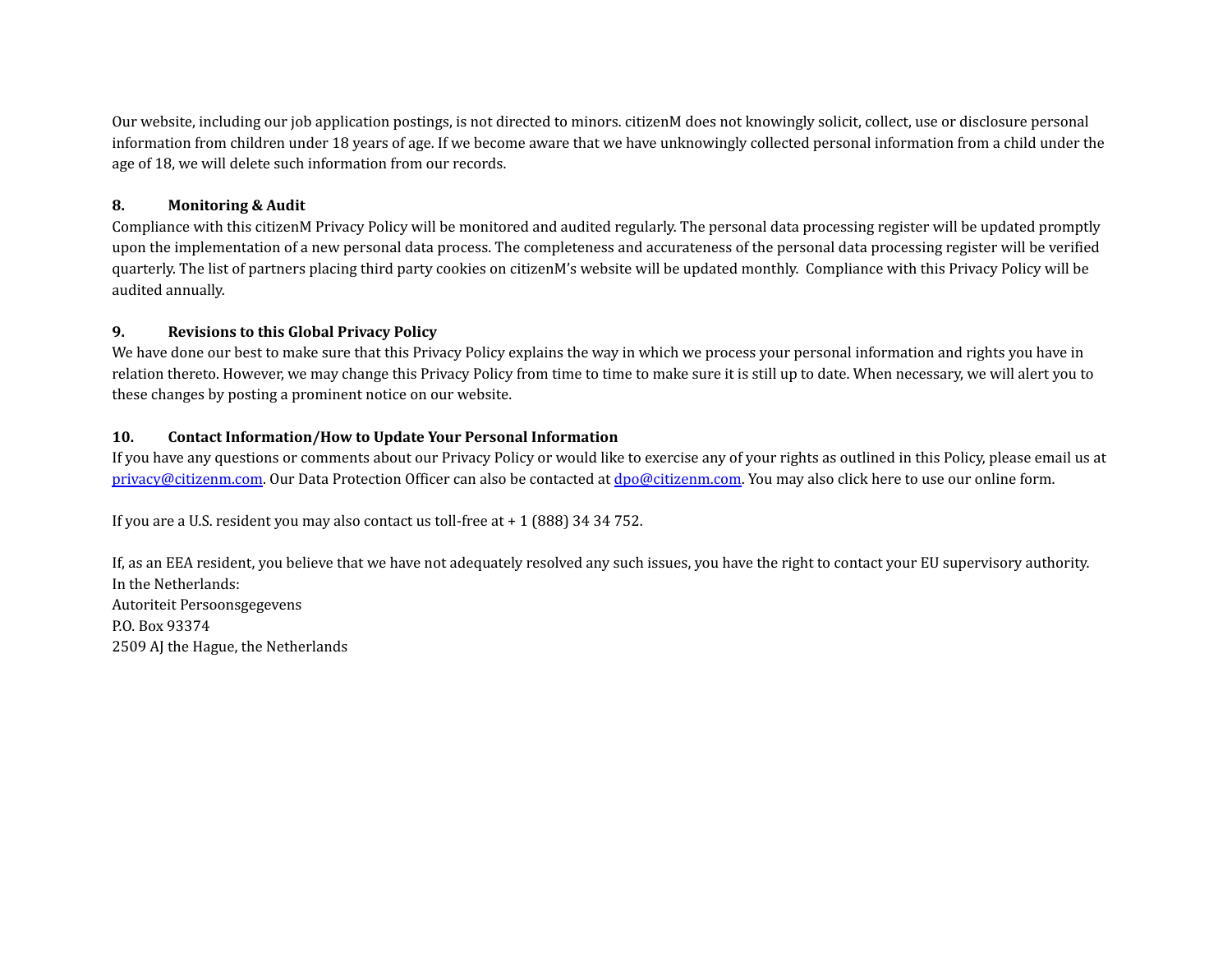Our website, including our job application postings, is not directed to minors. citizenM does not knowingly solicit, collect, use or disclosure personal information from children under 18 years of age. If we become aware that we have unknowingly collected personal information from a child under the age of 18, we will delete such information from our records.

## 8. Monitoring & Audit

Compliance with this citizenM Privacy Policy will be monitored and audited regularly. The personal data processing register will be updated promptly upon the implementation of a new personal data process. The completeness and accurateness of the personal data processing register will be verified quarterly. The list of partners placing third party cookies on citizenM's website will be updated monthly. Compliance with this Privacy Policy will be audited annually.

## 9. Revisions to this Global Privacy Policy

We have done our best to make sure that this Privacy Policy explains the way in which we process your personal information and rights you have in relation thereto. However, we may change this Privacy Policy from time to time to make sure it is still up to date. When necessary, we will alert you to these changes by posting a prominent notice on our website.

## 10. Contact Information/How to Update Your Personal Information

If you have any questions or comments about our Privacy Policy or would like to exercise any of your rights as outlined in this Policy, please email us at [privacy@citizenm.com](mailto:privacy@citizenm.com). Our Data Protection Officer can also be contacted at [dpo@citizenm.com](mailto:dpo@citizenm.com). You may also click here to use our online form.

If you are a U.S. resident you may also contact us toll-free at + 1 (888) 34 34 752.

If, as an EEA resident, you believe that we have not adequately resolved any such issues, you have the right to contact your EU supervisory authority.
In the Netherlands:
Autoriteit Persoonsgegevens
P.O. Box 93374
2509 AJ the Hague, the Netherlands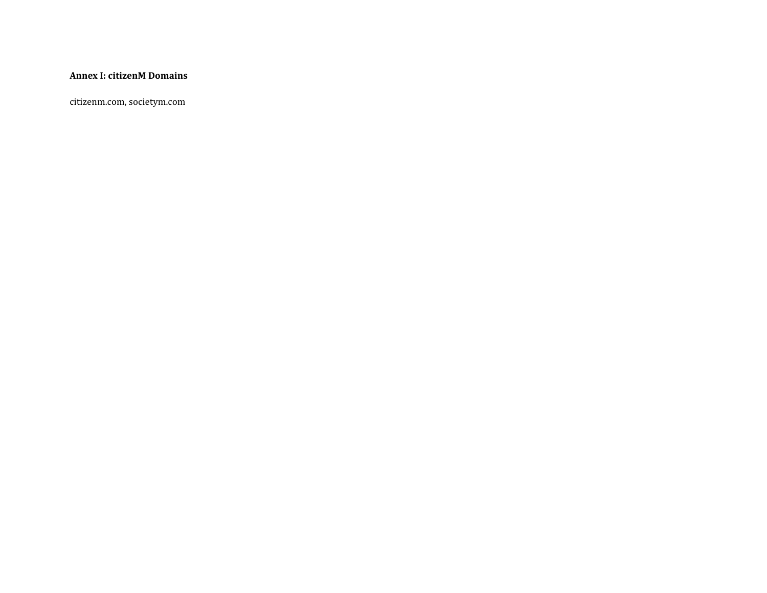**Annex I: citizenM Domains**

citizenm.com, societym.com